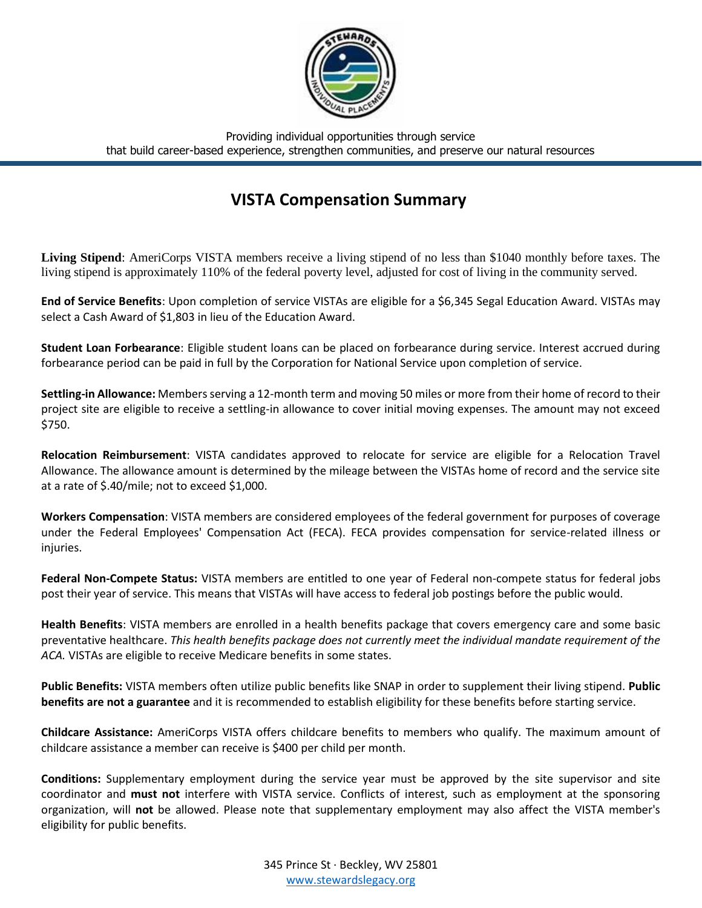Providing individual opportunities through service
that build career-based experience, strengthen communities, and preserve our natural resources

# VISTA Compensation Summary

**Living Stipend**: AmeriCorps VISTA members receive a living stipend of no less than $1040 monthly before taxes. The living stipend is approximately 110% of the federal poverty level, adjusted for cost of living in the community served.

**End of Service Benefits**: Upon completion of service VISTAs are eligible for a $6,345 Segal Education Award. VISTAs may select a Cash Award of $1,803 in lieu of the Education Award.

**Student Loan Forbearance**: Eligible student loans can be placed on forbearance during service. Interest accrued during forbearance period can be paid in full by the Corporation for National Service upon completion of service.

**Settling-in Allowance:** Members serving a 12-month term and moving 50 miles or more from their home of record to their project site are eligible to receive a settling-in allowance to cover initial moving expenses. The amount may not exceed $750.

**Relocation Reimbursement**: VISTA candidates approved to relocate for service are eligible for a Relocation Travel Allowance. The allowance amount is determined by the mileage between the VISTAs home of record and the service site at a rate of $.40/mile; not to exceed $1,000.

**Workers Compensation**: VISTA members are considered employees of the federal government for purposes of coverage under the Federal Employees' Compensation Act (FECA). FECA provides compensation for service-related illness or injuries.

**Federal Non-Compete Status:** VISTA members are entitled to one year of Federal non-compete status for federal jobs post their year of service. This means that VISTAs will have access to federal job postings before the public would.

**Health Benefits**: VISTA members are enrolled in a health benefits package that covers emergency care and some basic preventative healthcare. *This health benefits package does not currently meet the individual mandate requirement of the ACA.* VISTAs are eligible to receive Medicare benefits in some states.

**Public Benefits:** VISTA members often utilize public benefits like SNAP in order to supplement their living stipend. **Public benefits are not a guarantee** and it is recommended to establish eligibility for these benefits before starting service.

**Childcare Assistance:** AmeriCorps VISTA offers childcare benefits to members who qualify. The maximum amount of childcare assistance a member can receive is $400 per child per month.

**Conditions:** Supplementary employment during the service year must be approved by the site supervisor and site coordinator and **must not** interfere with VISTA service. Conflicts of interest, such as employment at the sponsoring organization, will **not** be allowed. Please note that supplementary employment may also affect the VISTA member's eligibility for public benefits.

345 Prince St · Beckley, WV 25801
www.stewardslegacy.org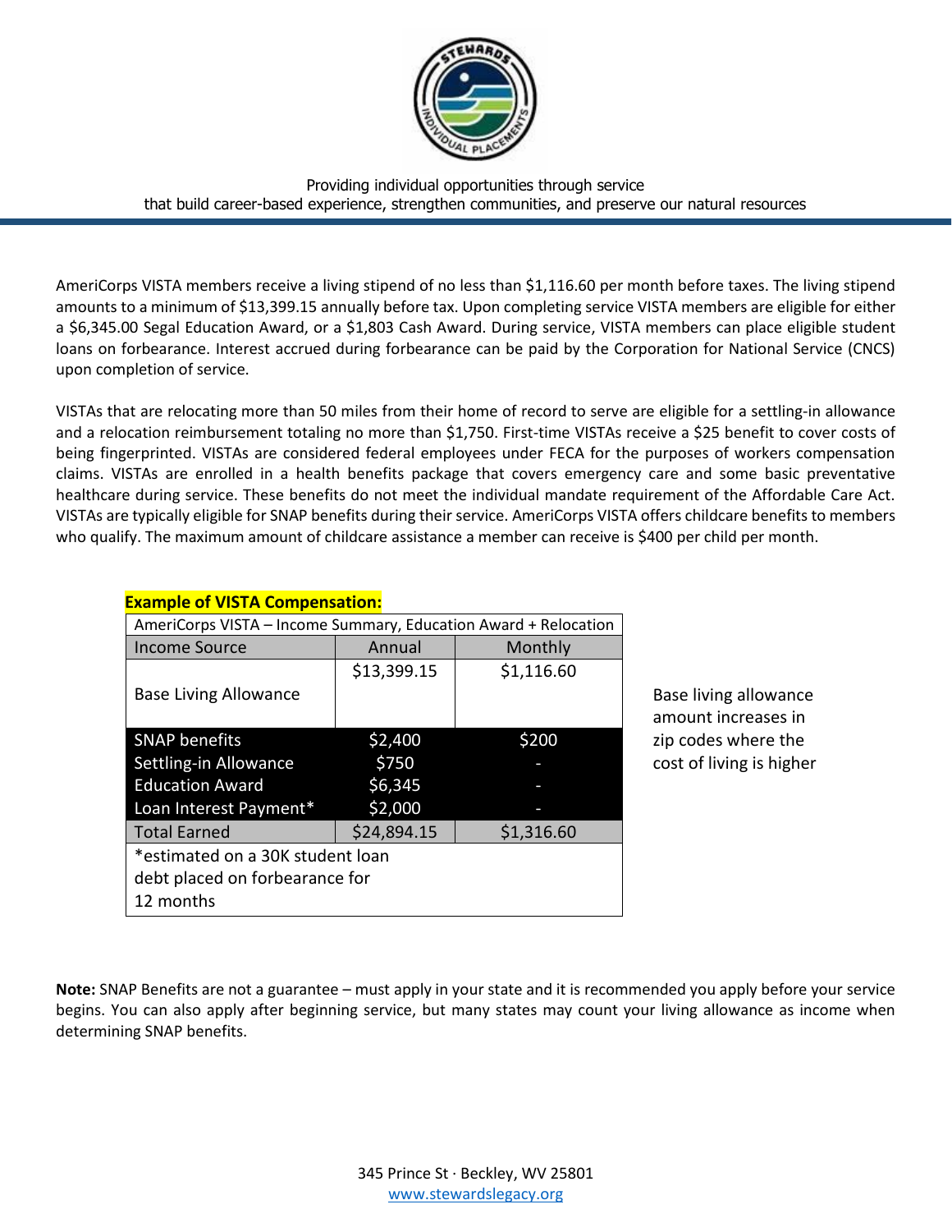Providing individual opportunities through service
that build career-based experience, strengthen communities, and preserve our natural resources

AmeriCorps VISTA members receive a living stipend of no less than $1,116.60 per month before taxes. The living stipend amounts to a minimum of $13,399.15 annually before tax. Upon completing service VISTA members are eligible for either a $6,345.00 Segal Education Award, or a $1,803 Cash Award. During service, VISTA members can place eligible student loans on forbearance. Interest accrued during forbearance can be paid by the Corporation for National Service (CNCS) upon completion of service.

VISTAs that are relocating more than 50 miles from their home of record to serve are eligible for a settling-in allowance and a relocation reimbursement totaling no more than $1,750. First-time VISTAs receive a $25 benefit to cover costs of being fingerprinted. VISTAs are considered federal employees under FECA for the purposes of workers compensation claims. VISTAs are enrolled in a health benefits package that covers emergency care and some basic preventative healthcare during service. These benefits do not meet the individual mandate requirement of the Affordable Care Act. VISTAs are typically eligible for SNAP benefits during their service. AmeriCorps VISTA offers childcare benefits to members who qualify. The maximum amount of childcare assistance a member can receive is $400 per child per month.

**Example of VISTA Compensation:**

| AmeriCorps VISTA – Income Summary, Education Award + Relocation | | |
|---|---|---|
| Income Source | Annual | Monthly |
| Base Living Allowance | $13,399.15 | $1,116.60 |
| SNAP benefits | $2,400 | $200 |
| Settling-in Allowance | $750 | - |
| Education Award | $6,345 | - |
| Loan Interest Payment* | $2,000 | - |
| Total Earned | $24,894.15 | $1,316.60 |
| *estimated on a 30K student loan debt placed on forbearance for 12 months | | |

Base living allowance amount increases in zip codes where the cost of living is higher

**Note:** SNAP Benefits are not a guarantee – must apply in your state and it is recommended you apply before your service begins. You can also apply after beginning service, but many states may count your living allowance as income when determining SNAP benefits.

345 Prince St · Beckley, WV 25801
www.stewardslegacy.org